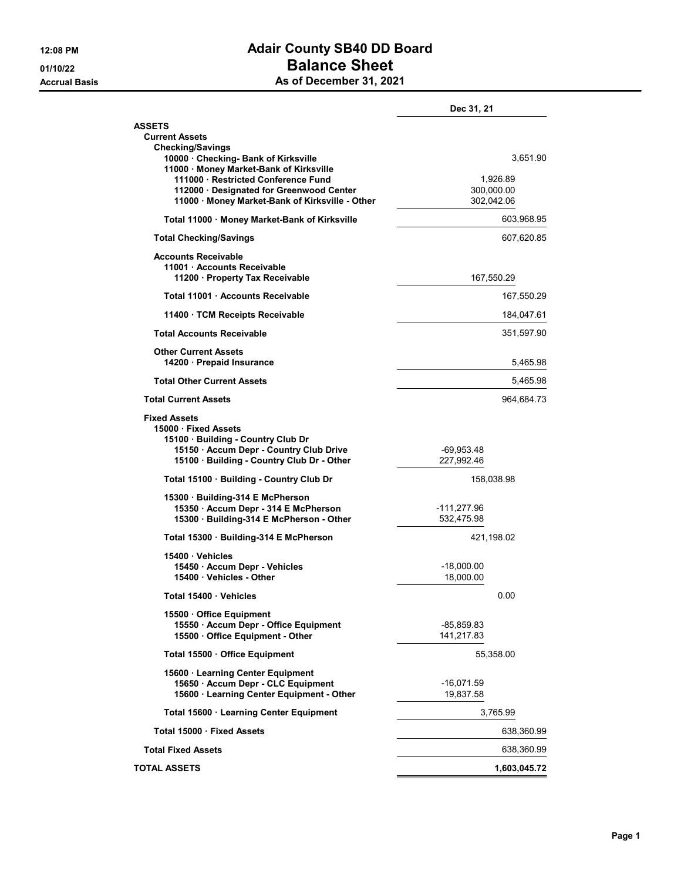# Adair County SB40 DD Board

## Balance Sheet

### As of December 31, 2021

12:08 PM
01/10/22
Accrual Basis

| | | Dec 31, 21 |
|---|---|---|
| **ASSETS** | | |
| **Current Assets** | | |
| **Checking/Savings** | | |
| 10000 · Checking- Bank of Kirksville | | 3,651.90 |
| 11000 · Money Market-Bank of Kirksville | | |
| 111000 · Restricted Conference Fund | 1,926.89 | |
| 112000 · Designated for Greenwood Center | 300,000.00 | |
| 11000 · Money Market-Bank of Kirksville - Other | 302,042.06 | |
| **Total 11000 · Money Market-Bank of Kirksville** | | 603,968.95 |
| **Total Checking/Savings** | | 607,620.85 |
| **Accounts Receivable** | | |
| 11001 · Accounts Receivable | | |
| 11200 · Property Tax Receivable | 167,550.29 | |
| **Total 11001 · Accounts Receivable** | | 167,550.29 |
| 11400 · TCM Receipts Receivable | | 184,047.61 |
| **Total Accounts Receivable** | | 351,597.90 |
| **Other Current Assets** | | |
| 14200 · Prepaid Insurance | | 5,465.98 |
| **Total Other Current Assets** | | 5,465.98 |
| **Total Current Assets** | | 964,684.73 |
| **Fixed Assets** | | |
| 15000 · Fixed Assets | | |
| 15100 · Building - Country Club Dr | | |
| 15150 · Accum Depr - Country Club Drive | -69,953.48 | |
| 15100 · Building - Country Club Dr - Other | 227,992.46 | |
| **Total 15100 · Building - Country Club Dr** | 158,038.98 | |
| 15300 · Building-314 E McPherson | | |
| 15350 · Accum Depr - 314 E McPherson | -111,277.96 | |
| 15300 · Building-314 E McPherson - Other | 532,475.98 | |
| **Total 15300 · Building-314 E McPherson** | 421,198.02 | |
| 15400 · Vehicles | | |
| 15450 · Accum Depr - Vehicles | -18,000.00 | |
| 15400 · Vehicles - Other | 18,000.00 | |
| **Total 15400 · Vehicles** | 0.00 | |
| 15500 · Office Equipment | | |
| 15550 · Accum Depr - Office Equipment | -85,859.83 | |
| 15500 · Office Equipment - Other | 141,217.83 | |
| **Total 15500 · Office Equipment** | 55,358.00 | |
| 15600 · Learning Center Equipment | | |
| 15650 · Accum Depr - CLC Equipment | -16,071.59 | |
| 15600 · Learning Center Equipment - Other | 19,837.58 | |
| **Total 15600 · Learning Center Equipment** | 3,765.99 | |
| **Total 15000 · Fixed Assets** | | 638,360.99 |
| **Total Fixed Assets** | | 638,360.99 |
| **TOTAL ASSETS** | | **1,603,045.72** |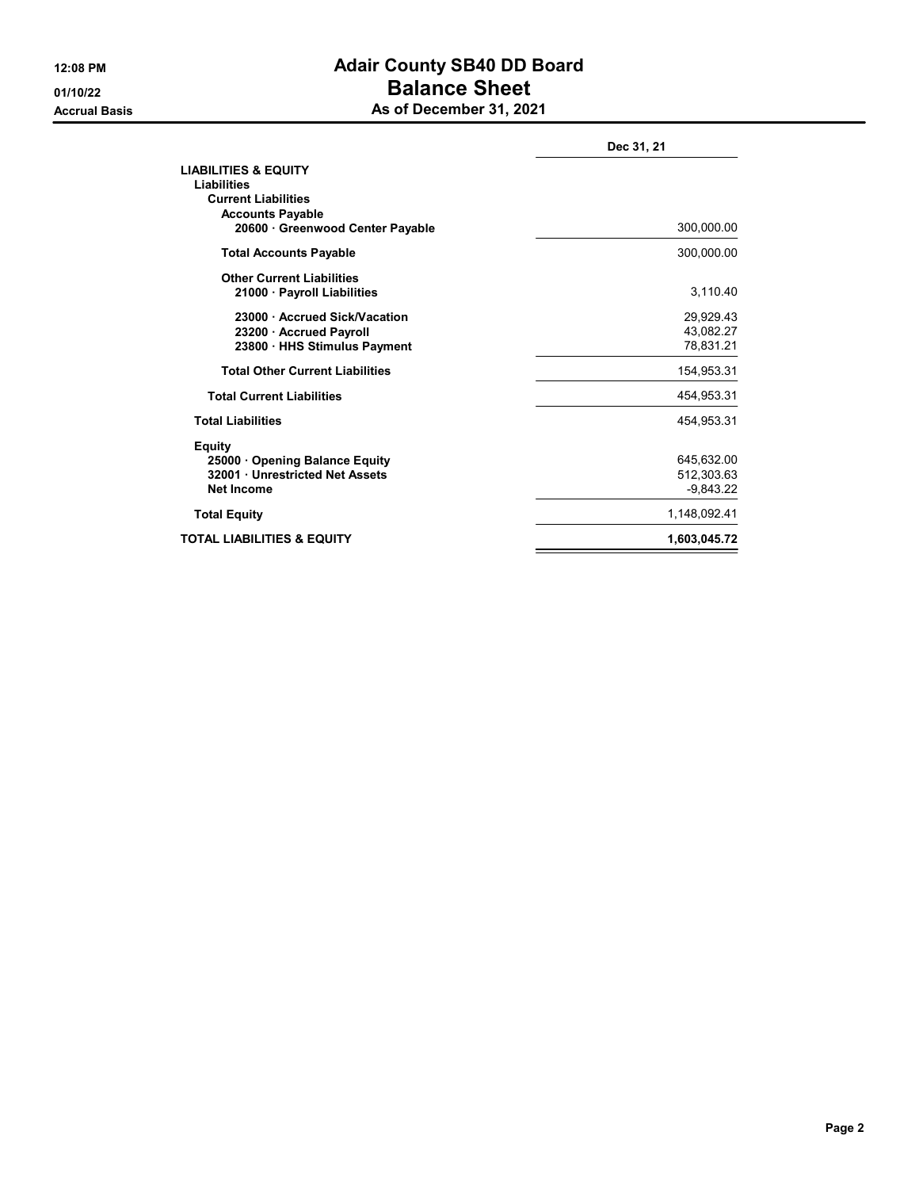# Adair County SB40 DD Board
## Balance Sheet
### As of December 31, 2021

12:08 PM
01/10/22
Accrual Basis

| | Dec 31, 21 |
|---|---|
| **LIABILITIES & EQUITY** | |
| **Liabilities** | |
| **Current Liabilities** | |
| **Accounts Payable** | |
| **20600 · Greenwood Center Payable** | 300,000.00 |
| **Total Accounts Payable** | 300,000.00 |
| **Other Current Liabilities** | |
| **21000 · Payroll Liabilities** | 3,110.40 |
| **23000 · Accrued Sick/Vacation** | 29,929.43 |
| **23200 · Accrued Payroll** | 43,082.27 |
| **23800 · HHS Stimulus Payment** | 78,831.21 |
| **Total Other Current Liabilities** | 154,953.31 |
| **Total Current Liabilities** | 454,953.31 |
| **Total Liabilities** | 454,953.31 |
| **Equity** | |
| **25000 · Opening Balance Equity** | 645,632.00 |
| **32001 · Unrestricted Net Assets** | 512,303.63 |
| **Net Income** | -9,843.22 |
| **Total Equity** | 1,148,092.41 |
| **TOTAL LIABILITIES & EQUITY** | **1,603,045.72** |